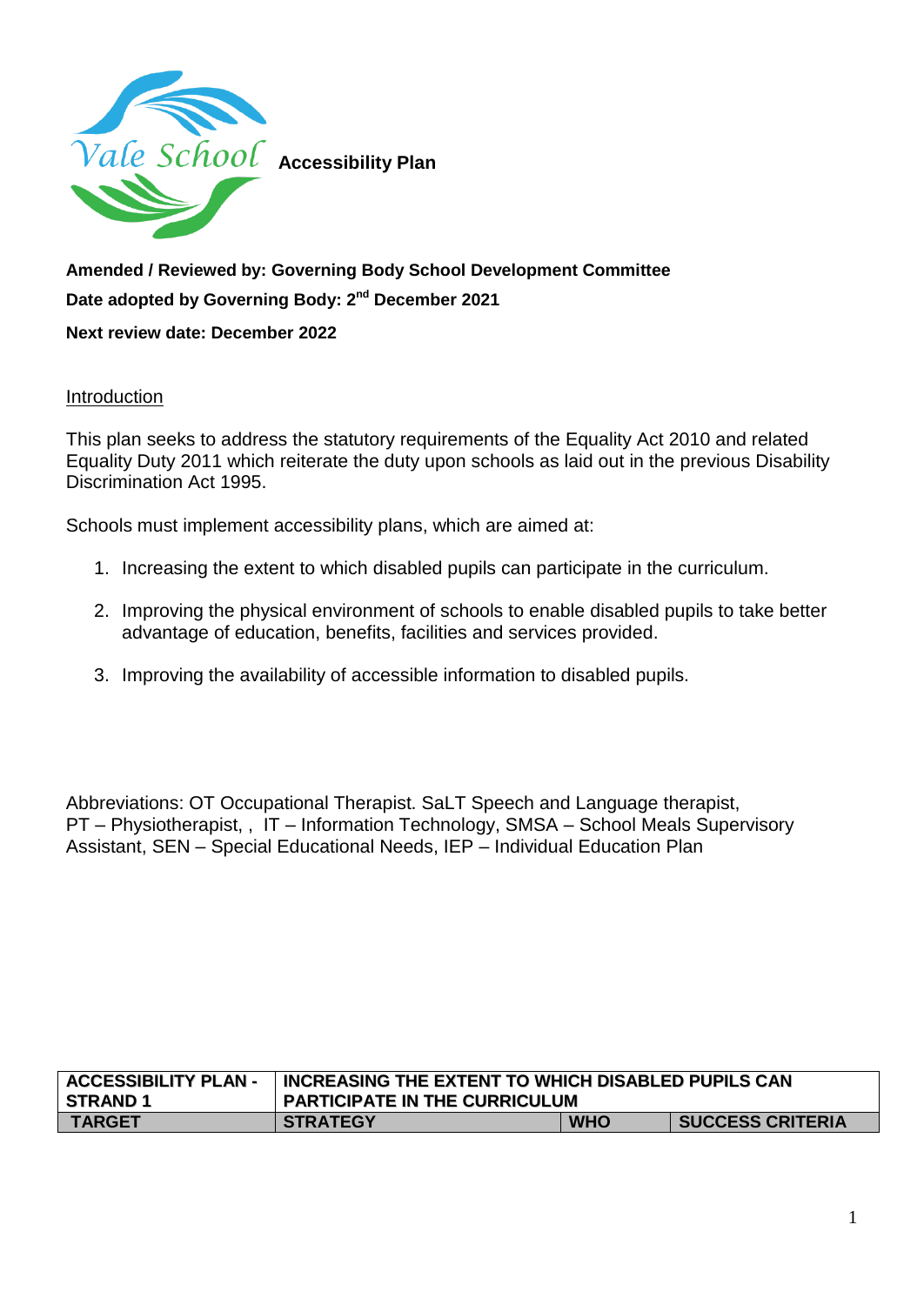Vale School **Accessibility Plan**

**Amended / Reviewed by: Governing Body School Development Committee**

**Date adopted by Governing Body: 2nd December 2021**

**Next review date: December 2022**

## Introduction

This plan seeks to address the statutory requirements of the Equality Act 2010 and related Equality Duty 2011 which reiterate the duty upon schools as laid out in the previous Disability Discrimination Act 1995.

Schools must implement accessibility plans, which are aimed at:

1. Increasing the extent to which disabled pupils can participate in the curriculum.
2. Improving the physical environment of schools to enable disabled pupils to take better advantage of education, benefits, facilities and services provided.
3. Improving the availability of accessible information to disabled pupils.

Abbreviations: OT Occupational Therapist. SaLT Speech and Language therapist, PT – Physiotherapist, , IT – Information Technology, SMSA – School Meals Supervisory Assistant, SEN – Special Educational Needs, IEP – Individual Education Plan

| ACCESSIBILITY PLAN - STRAND 1 | INCREASING THE EXTENT TO WHICH DISABLED PUPILS CAN PARTICIPATE IN THE CURRICULUM | | |
|---|---|---|---|
| **TARGET** | **STRATEGY** | **WHO** | **SUCCESS CRITERIA** |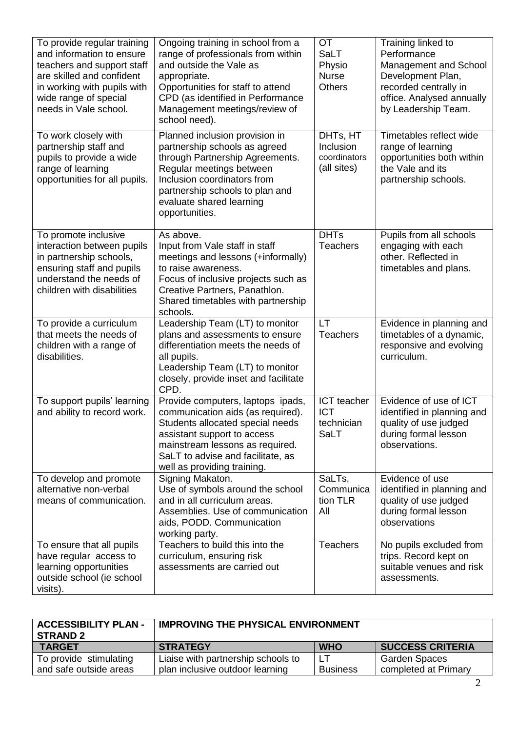| To provide regular training and information to ensure teachers and support staff are skilled and confident in working with pupils with wide range of special needs in Vale school. | Ongoing training in school from a range of professionals from within and outside the Vale as appropriate.<br>Opportunities for staff to attend CPD (as identified in Performance Management meetings/review of school need). | OT<br>SaLT<br>Physio<br>Nurse<br>Others | Training linked to Performance Management and School Development Plan, recorded centrally in office. Analysed annually by Leadership Team. |
|---|---|---|---|
| To work closely with partnership staff and pupils to provide a wide range of learning opportunities for all pupils. | Planned inclusion provision in partnership schools as agreed through Partnership Agreements.<br>Regular meetings between Inclusion coordinators from partnership schools to plan and evaluate shared learning opportunities. | DHTs, HT<br>Inclusion coordinators (all sites) | Timetables reflect wide range of learning opportunities both within the Vale and its partnership schools. |
| To promote inclusive interaction between pupils in partnership schools, ensuring staff and pupils understand the needs of children with disabilities | As above.<br>Input from Vale staff in staff meetings and lessons (+informally) to raise awareness.<br>Focus of inclusive projects such as Creative Partners, Panathlon.<br>Shared timetables with partnership schools. | DHTs<br>Teachers | Pupils from all schools engaging with each other. Reflected in timetables and plans. |
| To provide a curriculum that meets the needs of children with a range of disabilities. | Leadership Team (LT) to monitor plans and assessments to ensure differentiation meets the needs of all pupils.<br>Leadership Team (LT) to monitor closely, provide inset and facilitate CPD. | LT<br>Teachers | Evidence in planning and timetables of a dynamic, responsive and evolving curriculum. |
| To support pupils' learning and ability to record work. | Provide computers, laptops ipads, communication aids (as required).<br>Students allocated special needs assistant support to access mainstream lessons as required.<br>SaLT to advise and facilitate, as well as providing training. | ICT teacher<br>ICT technician<br>SaLT | Evidence of use of ICT identified in planning and quality of use judged during formal lesson observations. |
| To develop and promote alternative non-verbal means of communication. | Signing Makaton.<br>Use of symbols around the school and in all curriculum areas.<br>Assemblies. Use of communication aids, PODD. Communication working party. | SaLTs, Communication TLR<br>All | Evidence of use identified in planning and quality of use judged during formal lesson observations |
| To ensure that all pupils have regular access to learning opportunities outside school (ie school visits). | Teachers to build this into the curriculum, ensuring risk assessments are carried out | Teachers | No pupils excluded from trips. Record kept on suitable venues and risk assessments. |

| **ACCESSIBILITY PLAN - STRAND 2** | **IMPROVING THE PHYSICAL ENVIRONMENT** | | |
|---|---|---|---|
| **TARGET** | **STRATEGY** | **WHO** | **SUCCESS CRITERIA** |
| To provide stimulating and safe outside areas | Liaise with partnership schools to plan inclusive outdoor learning | LT<br>Business | Garden Spaces completed at Primary |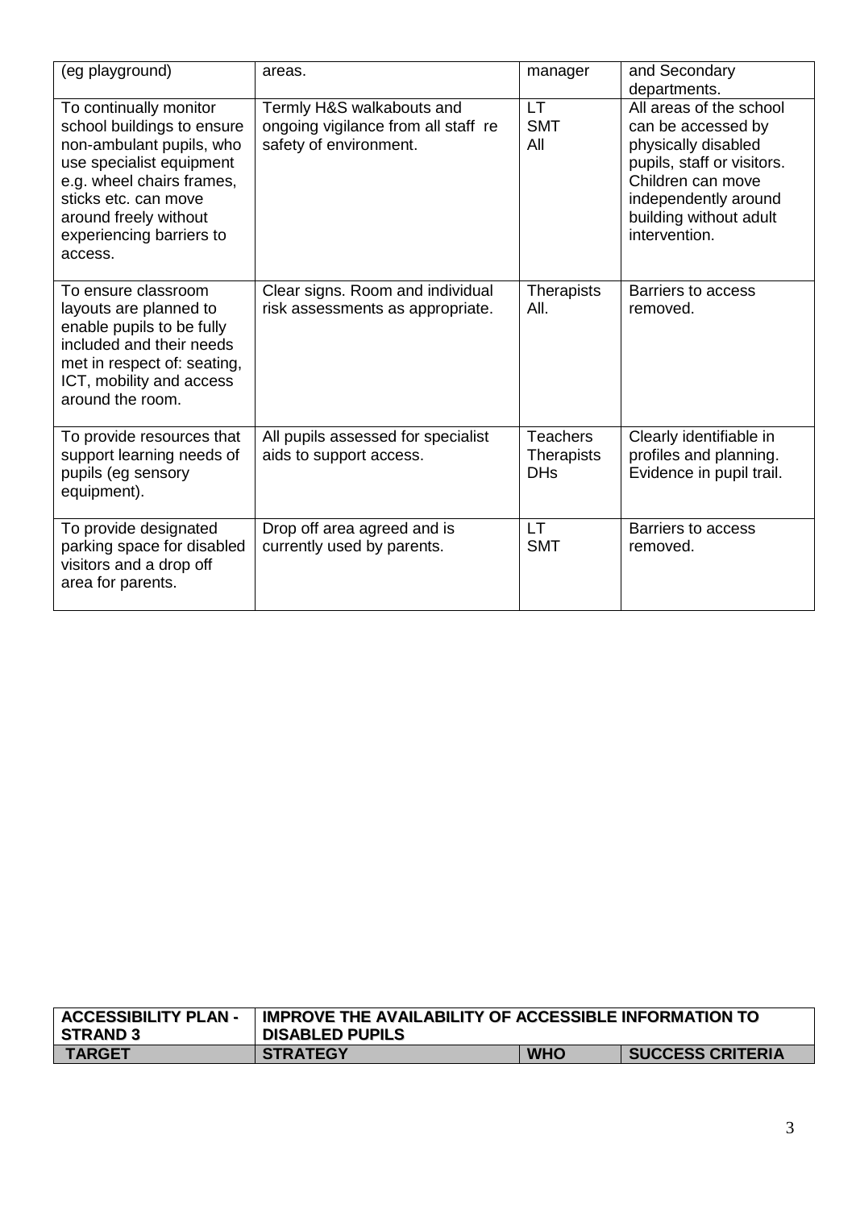| (eg playground) | areas. | manager | and Secondary departments. |
|---|---|---|---|
| To continually monitor school buildings to ensure non-ambulant pupils, who use specialist equipment e.g. wheel chairs frames, sticks etc. can move around freely without experiencing barriers to access. | Termly H&S walkabouts and ongoing vigilance from all staff re safety of environment. | LT<br>SMT<br>All | All areas of the school can be accessed by physically disabled pupils, staff or visitors. Children can move independently around building without adult intervention. |
| To ensure classroom layouts are planned to enable pupils to be fully included and their needs met in respect of: seating, ICT, mobility and access around the room. | Clear signs. Room and individual risk assessments as appropriate. | Therapists<br>All. | Barriers to access removed. |
| To provide resources that support learning needs of pupils (eg sensory equipment). | All pupils assessed for specialist aids to support access. | Teachers<br>Therapists<br>DHs | Clearly identifiable in profiles and planning. Evidence in pupil trail. |
| To provide designated parking space for disabled visitors and a drop off area for parents. | Drop off area agreed and is currently used by parents. | LT<br>SMT | Barriers to access removed. |

| **ACCESSIBILITY PLAN - STRAND 3** | **IMPROVE THE AVAILABILITY OF ACCESSIBLE INFORMATION TO DISABLED PUPILS** | | |
|---|---|---|---|
| **TARGET** | **STRATEGY** | **WHO** | **SUCCESS CRITERIA** |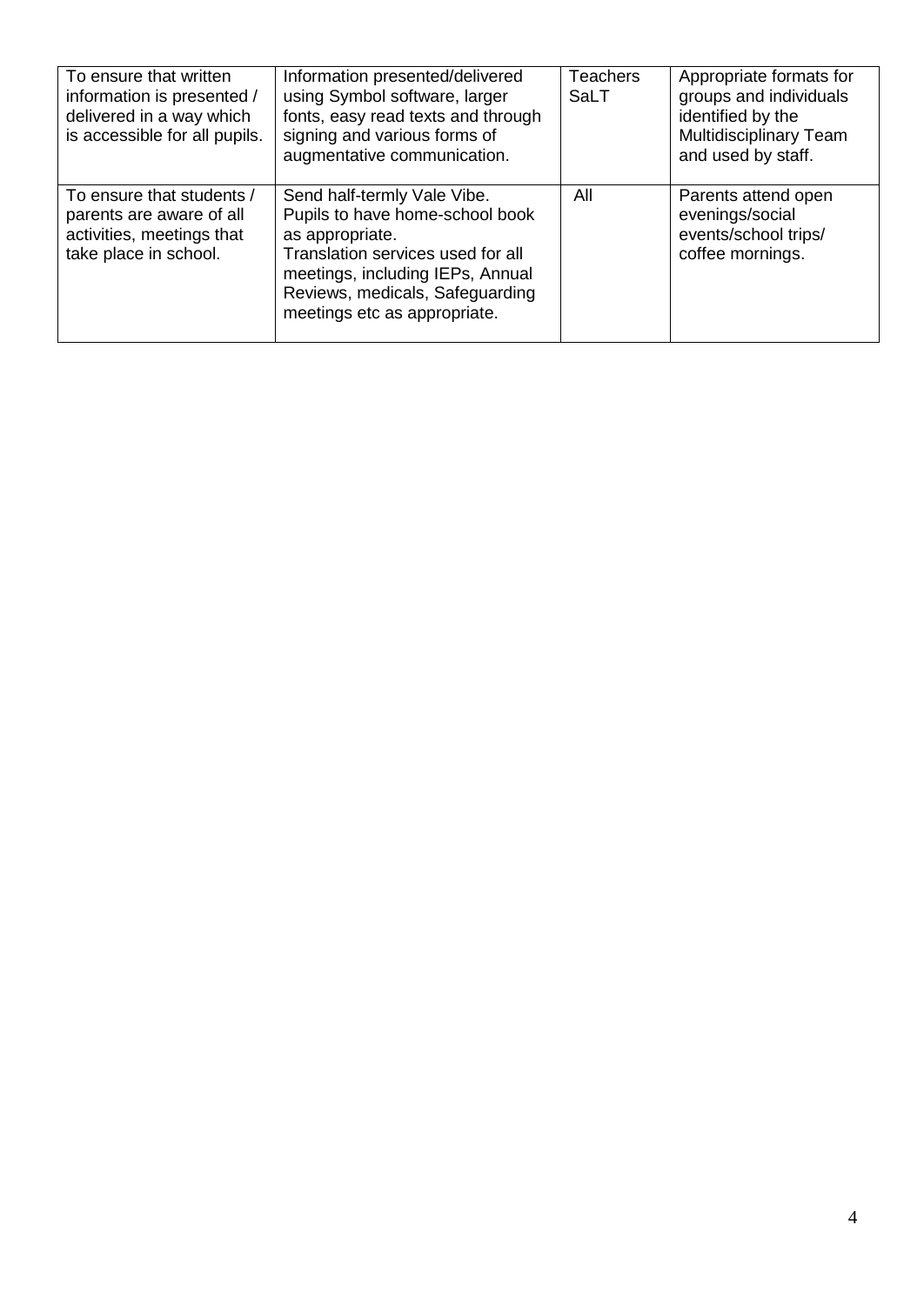| | | | |
|---|---|---|---|
| To ensure that written information is presented / delivered in a way which is accessible for all pupils. | Information presented/delivered using Symbol software, larger fonts, easy read texts and through signing and various forms of augmentative communication. | Teachers SaLT | Appropriate formats for groups and individuals identified by the Multidisciplinary Team and used by staff. |
| To ensure that students / parents are aware of all activities, meetings that take place in school. | Send half-termly Vale Vibe. Pupils to have home-school book as appropriate. Translation services used for all meetings, including IEPs, Annual Reviews, medicals, Safeguarding meetings etc as appropriate. | All | Parents attend open evenings/social events/school trips/ coffee mornings. |